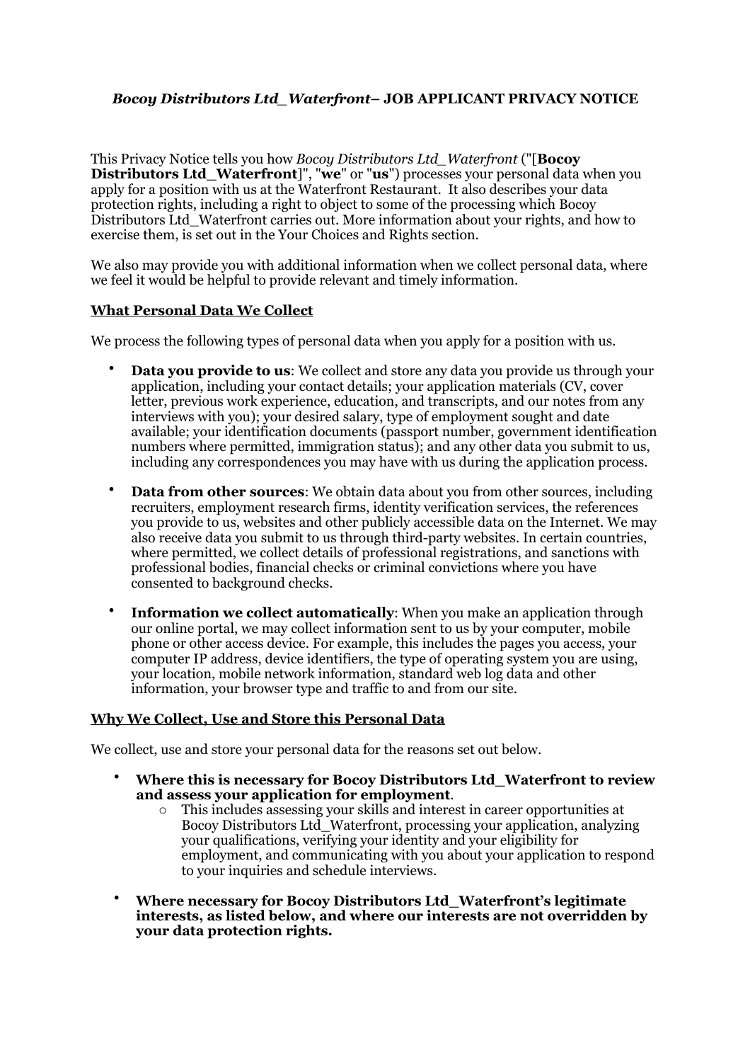# *Bocoy Distributors Ltd_Waterfront*– JOB APPLICANT PRIVACY NOTICE

This Privacy Notice tells you how *Bocoy Distributors Ltd_Waterfront* ("[**Bocoy Distributors Ltd_Waterfront**]", "**we**" or "**us**") processes your personal data when you apply for a position with us at the Waterfront Restaurant. It also describes your data protection rights, including a right to object to some of the processing which Bocoy Distributors Ltd_Waterfront carries out. More information about your rights, and how to exercise them, is set out in the Your Choices and Rights section.

We also may provide you with additional information when we collect personal data, where we feel it would be helpful to provide relevant and timely information.

## What Personal Data We Collect

We process the following types of personal data when you apply for a position with us.

- **Data you provide to us**: We collect and store any data you provide us through your application, including your contact details; your application materials (CV, cover letter, previous work experience, education, and transcripts, and our notes from any interviews with you); your desired salary, type of employment sought and date available; your identification documents (passport number, government identification numbers where permitted, immigration status); and any other data you submit to us, including any correspondences you may have with us during the application process.
- **Data from other sources**: We obtain data about you from other sources, including recruiters, employment research firms, identity verification services, the references you provide to us, websites and other publicly accessible data on the Internet. We may also receive data you submit to us through third-party websites. In certain countries, where permitted, we collect details of professional registrations, and sanctions with professional bodies, financial checks or criminal convictions where you have consented to background checks.
- **Information we collect automatically**: When you make an application through our online portal, we may collect information sent to us by your computer, mobile phone or other access device. For example, this includes the pages you access, your computer IP address, device identifiers, the type of operating system you are using, your location, mobile network information, standard web log data and other information, your browser type and traffic to and from our site.

## Why We Collect, Use and Store this Personal Data

We collect, use and store your personal data for the reasons set out below.

- **Where this is necessary for Bocoy Distributors Ltd_Waterfront to review and assess your application for employment**.
  - This includes assessing your skills and interest in career opportunities at Bocoy Distributors Ltd_Waterfront, processing your application, analyzing your qualifications, verifying your identity and your eligibility for employment, and communicating with you about your application to respond to your inquiries and schedule interviews.
- **Where necessary for Bocoy Distributors Ltd_Waterfront's legitimate interests, as listed below, and where our interests are not overridden by your data protection rights.**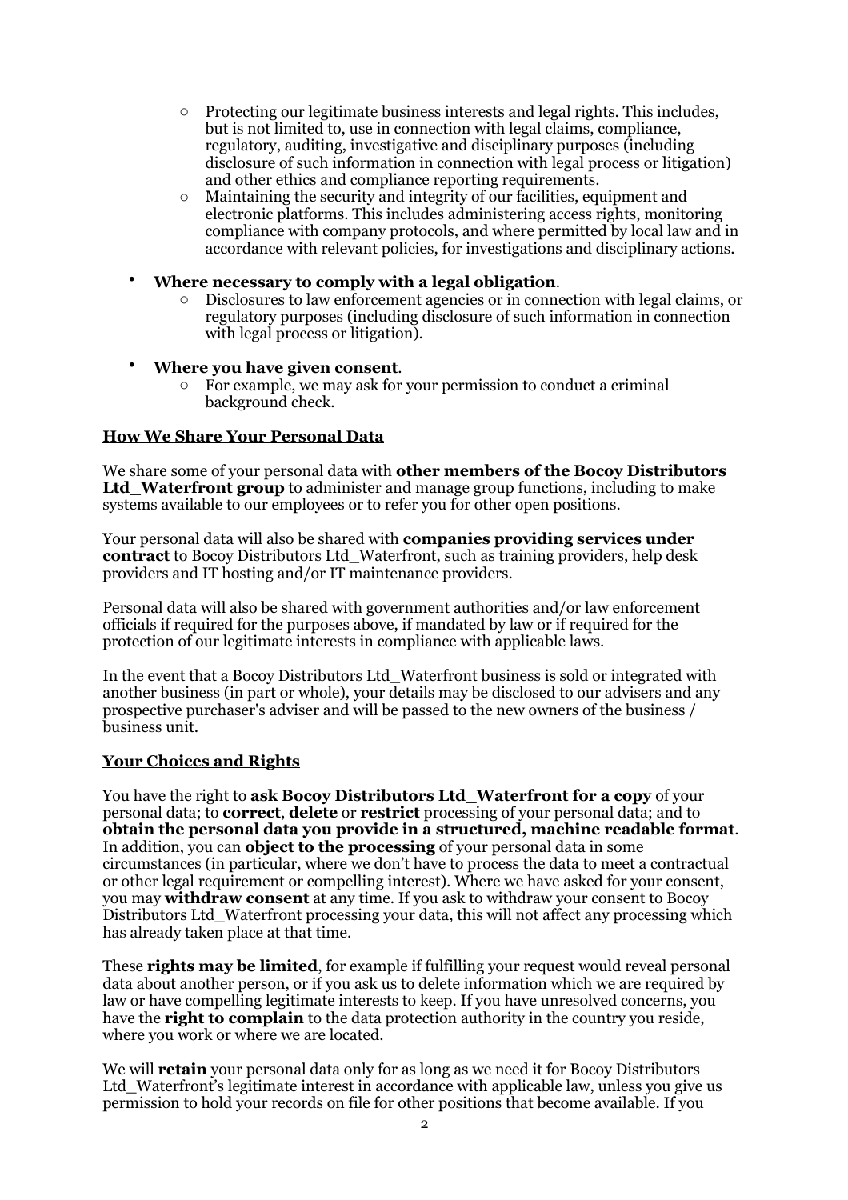- Protecting our legitimate business interests and legal rights. This includes, but is not limited to, use in connection with legal claims, compliance, regulatory, auditing, investigative and disciplinary purposes (including disclosure of such information in connection with legal process or litigation) and other ethics and compliance reporting requirements.
  - Maintaining the security and integrity of our facilities, equipment and electronic platforms. This includes administering access rights, monitoring compliance with company protocols, and where permitted by local law and in accordance with relevant policies, for investigations and disciplinary actions.

- **Where necessary to comply with a legal obligation**.
  - Disclosures to law enforcement agencies or in connection with legal claims, or regulatory purposes (including disclosure of such information in connection with legal process or litigation).

- **Where you have given consent**.
  - For example, we may ask for your permission to conduct a criminal background check.

**How We Share Your Personal Data**

We share some of your personal data with **other members of the Bocoy Distributors Ltd_Waterfront group** to administer and manage group functions, including to make systems available to our employees or to refer you for other open positions.

Your personal data will also be shared with **companies providing services under contract** to Bocoy Distributors Ltd_Waterfront, such as training providers, help desk providers and IT hosting and/or IT maintenance providers.

Personal data will also be shared with government authorities and/or law enforcement officials if required for the purposes above, if mandated by law or if required for the protection of our legitimate interests in compliance with applicable laws.

In the event that a Bocoy Distributors Ltd_Waterfront business is sold or integrated with another business (in part or whole), your details may be disclosed to our advisers and any prospective purchaser's adviser and will be passed to the new owners of the business / business unit.

**Your Choices and Rights**

You have the right to **ask Bocoy Distributors Ltd_Waterfront for a copy** of your personal data; to **correct**, **delete** or **restrict** processing of your personal data; and to **obtain the personal data you provide in a structured, machine readable format**. In addition, you can **object to the processing** of your personal data in some circumstances (in particular, where we don't have to process the data to meet a contractual or other legal requirement or compelling interest). Where we have asked for your consent, you may **withdraw consent** at any time. If you ask to withdraw your consent to Bocoy Distributors Ltd_Waterfront processing your data, this will not affect any processing which has already taken place at that time.

These **rights may be limited**, for example if fulfilling your request would reveal personal data about another person, or if you ask us to delete information which we are required by law or have compelling legitimate interests to keep. If you have unresolved concerns, you have the **right to complain** to the data protection authority in the country you reside, where you work or where we are located.

We will **retain** your personal data only for as long as we need it for Bocoy Distributors Ltd_Waterfront's legitimate interest in accordance with applicable law, unless you give us permission to hold your records on file for other positions that become available. If you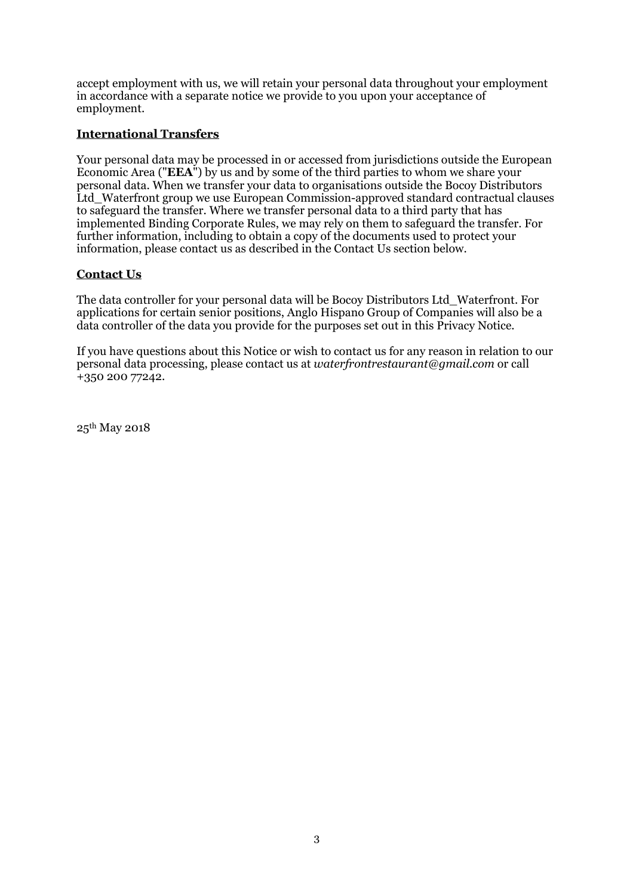accept employment with us, we will retain your personal data throughout your employment in accordance with a separate notice we provide to you upon your acceptance of employment.

## **International Transfers**

Your personal data may be processed in or accessed from jurisdictions outside the European Economic Area ("**EEA**") by us and by some of the third parties to whom we share your personal data. When we transfer your data to organisations outside the Bocoy Distributors Ltd_Waterfront group we use European Commission-approved standard contractual clauses to safeguard the transfer. Where we transfer personal data to a third party that has implemented Binding Corporate Rules, we may rely on them to safeguard the transfer. For further information, including to obtain a copy of the documents used to protect your information, please contact us as described in the Contact Us section below.

## **Contact Us**

The data controller for your personal data will be Bocoy Distributors Ltd_Waterfront. For applications for certain senior positions, Anglo Hispano Group of Companies will also be a data controller of the data you provide for the purposes set out in this Privacy Notice.

If you have questions about this Notice or wish to contact us for any reason in relation to our personal data processing, please contact us at *waterfrontrestaurant@gmail.com* or call +350 200 77242.

25th May 2018